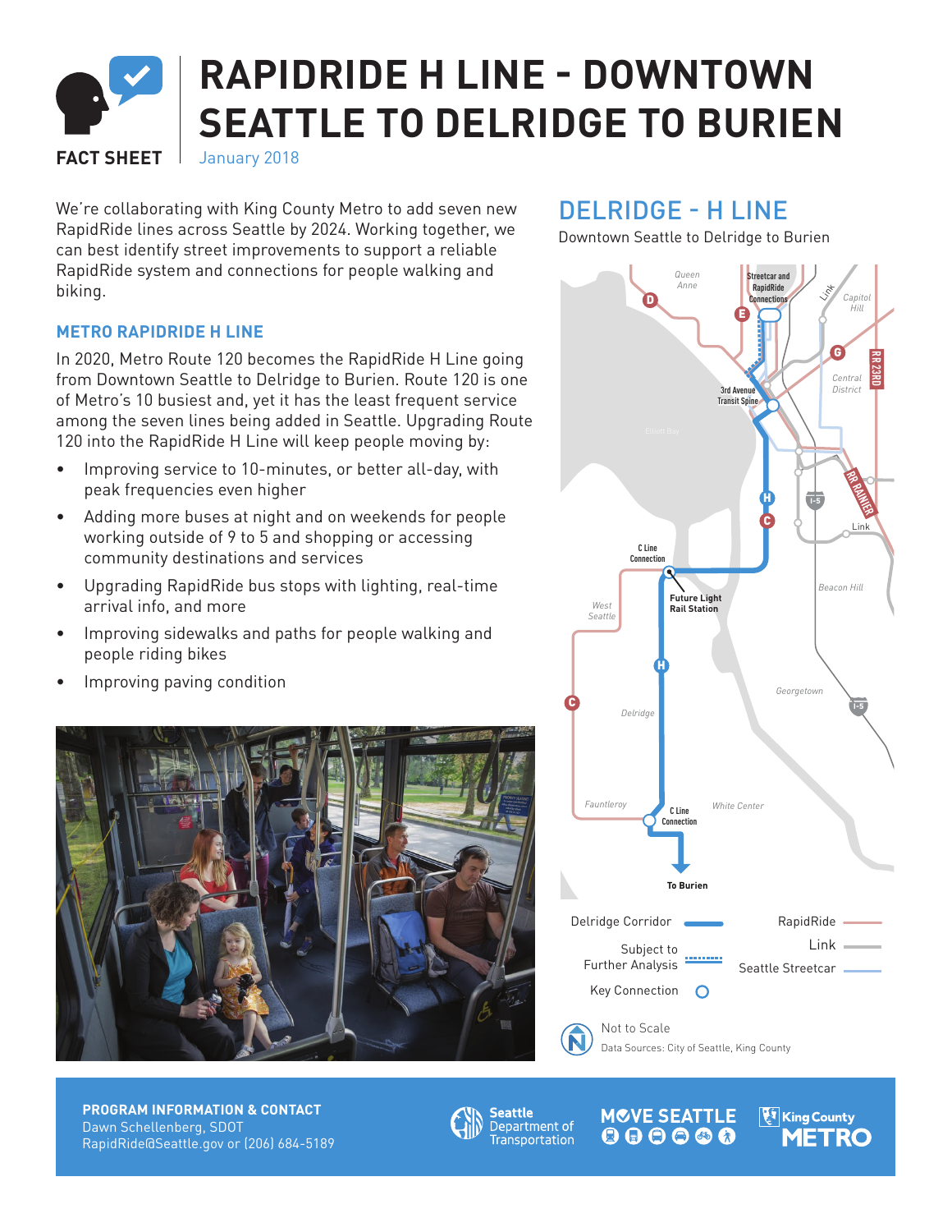# RAPIDRIDE H LINE - DOWNTOWN SEATTLE TO DELRIDGE TO BURIEN

**FACT SHEET**

January 2018

We're collaborating with King County Metro to add seven new RapidRide lines across Seattle by 2024. Working together, we can best identify street improvements to support a reliable RapidRide system and connections for people walking and biking.

### METRO RAPIDRIDE H LINE

In 2020, Metro Route 120 becomes the RapidRide H Line going from Downtown Seattle to Delridge to Burien. Route 120 is one of Metro's 10 busiest and, yet it has the least frequent service among the seven lines being added in Seattle. Upgrading Route 120 into the RapidRide H Line will keep people moving by:

- Improving service to 10-minutes, or better all-day, with peak frequencies even higher
- Adding more buses at night and on weekends for people working outside of 9 to 5 and shopping or accessing community destinations and services
- Upgrading RapidRide bus stops with lighting, real-time arrival info, and more
- Improving sidewalks and paths for people walking and people riding bikes
- Improving paving condition

## DELRIDGE - H LINE

Downtown Seattle to Delridge to Burien

Delridge Corridor | Subject to Further Analysis | Key Connection | RapidRide | Link | Seattle Streetcar

Not to Scale

Data Sources: City of Seattle, King County

**PROGRAM INFORMATION & CONTACT**
Dawn Schellenberg, SDOT
RapidRide@Seattle.gov or (206) 684-5189

Seattle Department of Transportation | MOVE SEATTLE | King County METRO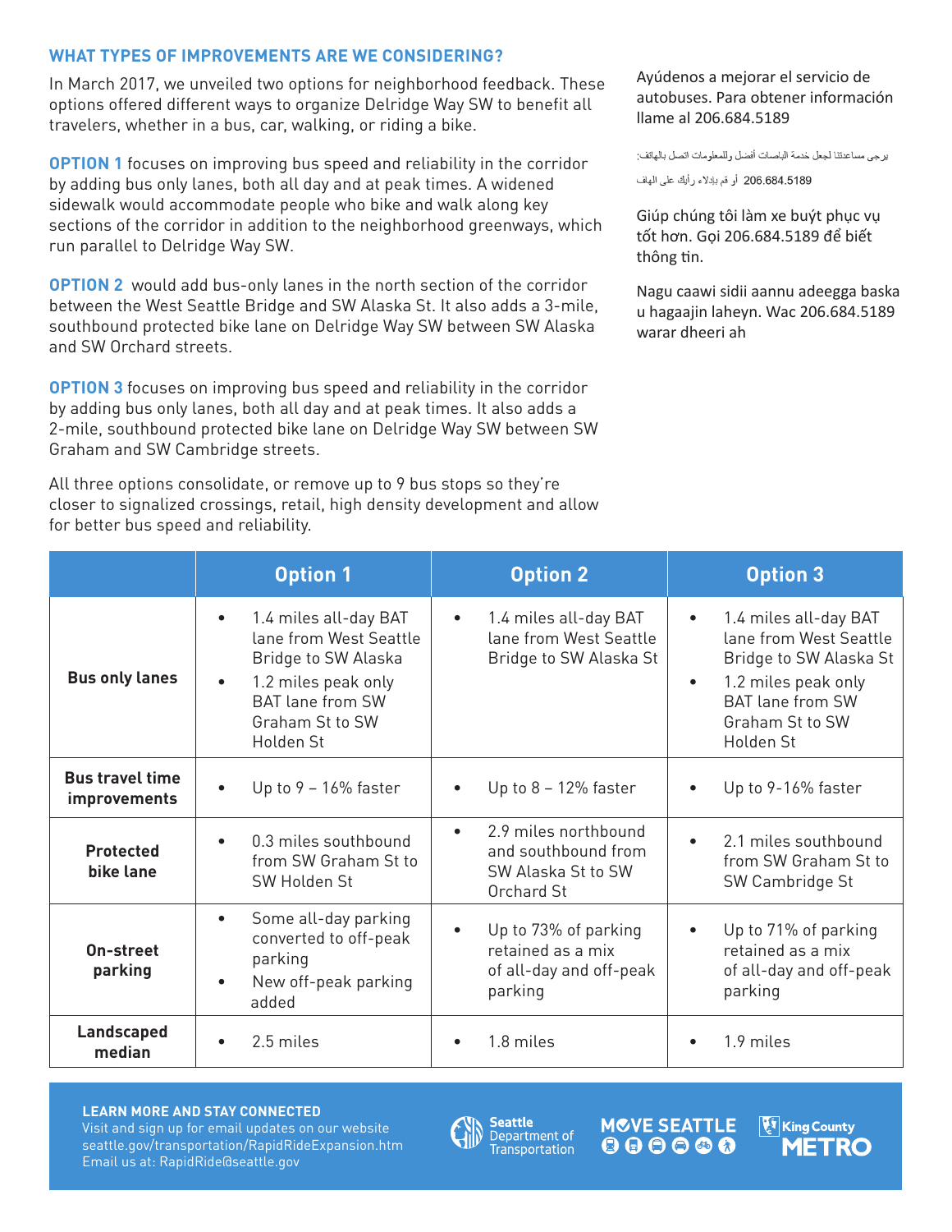## WHAT TYPES OF IMPROVEMENTS ARE WE CONSIDERING?

In March 2017, we unveiled two options for neighborhood feedback. These options offered different ways to organize Delridge Way SW to benefit all travelers, whether in a bus, car, walking, or riding a bike.

**OPTION 1** focuses on improving bus speed and reliability in the corridor by adding bus only lanes, both all day and at peak times. A widened sidewalk would accommodate people who bike and walk along key sections of the corridor in addition to the neighborhood greenways, which run parallel to Delridge Way SW.

**OPTION 2** would add bus-only lanes in the north section of the corridor between the West Seattle Bridge and SW Alaska St. It also adds a 3-mile, southbound protected bike lane on Delridge Way SW between SW Alaska and SW Orchard streets.

**OPTION 3** focuses on improving bus speed and reliability in the corridor by adding bus only lanes, both all day and at peak times. It also adds a 2-mile, southbound protected bike lane on Delridge Way SW between SW Graham and SW Cambridge streets.

All three options consolidate, or remove up to 9 bus stops so they're closer to signalized crossings, retail, high density development and allow for better bus speed and reliability.

Ayúdenos a mejorar el servicio de autobuses. Para obtener información llame al 206.684.5189

يرجى مساعدتنا لجعل خدمة الباصات أفضل وللمعلومات اتصل بالهاتف:
206.684.5189 أو قم بإدلاء رأيك على الهاف

Giúp chúng tôi làm xe buýt phục vụ tốt hơn. Gọi 206.684.5189 để biết thông tin.

Nagu caawi sidii aannu adeegga baska u hagaajin laheyn. Wac 206.684.5189 warar dheeri ah

| | Option 1 | Option 2 | Option 3 |
|---|---|---|---|
| **Bus only lanes** | • 1.4 miles all-day BAT lane from West Seattle Bridge to SW Alaska<br>• 1.2 miles peak only BAT lane from SW Graham St to SW Holden St | • 1.4 miles all-day BAT lane from West Seattle Bridge to SW Alaska St | • 1.4 miles all-day BAT lane from West Seattle Bridge to SW Alaska St<br>• 1.2 miles peak only BAT lane from SW Graham St to SW Holden St |
| **Bus travel time improvements** | • Up to 9 – 16% faster | • Up to 8 – 12% faster | • Up to 9-16% faster |
| **Protected bike lane** | • 0.3 miles southbound from SW Graham St to SW Holden St | • 2.9 miles northbound and southbound from SW Alaska St to SW Orchard St | • 2.1 miles southbound from SW Graham St to SW Cambridge St |
| **On-street parking** | • Some all-day parking converted to off-peak parking<br>• New off-peak parking added | • Up to 73% of parking retained as a mix of all-day and off-peak parking | • Up to 71% of parking retained as a mix of all-day and off-peak parking |
| **Landscaped median** | • 2.5 miles | • 1.8 miles | • 1.9 miles |

**LEARN MORE AND STAY CONNECTED**
Visit and sign up for email updates on our website
seattle.gov/transportation/RapidRideExpansion.htm
Email us at: RapidRide@seattle.gov

Seattle Department of Transportation

MOVE SEATTLE

King County METRO